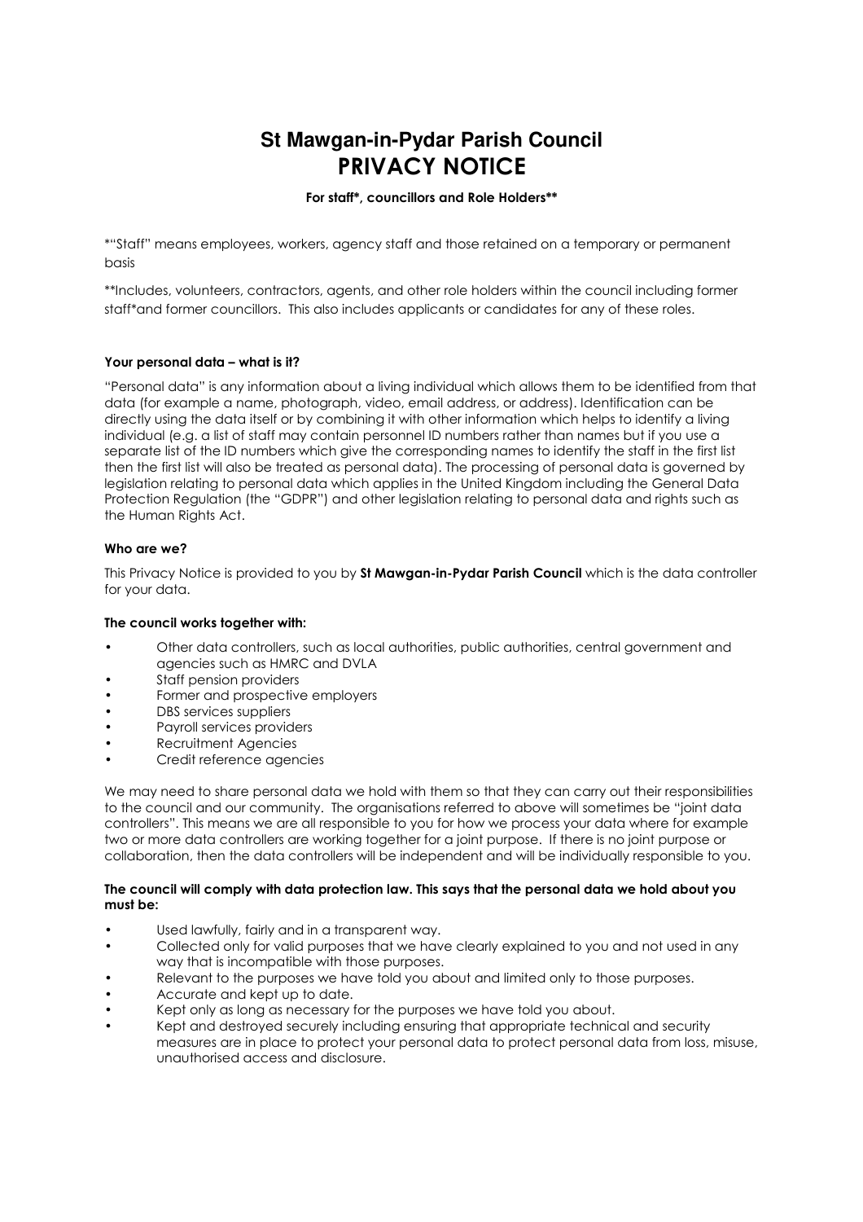# St Mawgan-in-Pydar Parish Council
# PRIVACY NOTICE

**For staff*, councillors and Role Holders****

*"Staff" means employees, workers, agency staff and those retained on a temporary or permanent basis

**Includes, volunteers, contractors, agents, and other role holders within the council including former staff*and former councillors. This also includes applicants or candidates for any of these roles.

**Your personal data – what is it?**

"Personal data" is any information about a living individual which allows them to be identified from that data (for example a name, photograph, video, email address, or address). Identification can be directly using the data itself or by combining it with other information which helps to identify a living individual (e.g. a list of staff may contain personnel ID numbers rather than names but if you use a separate list of the ID numbers which give the corresponding names to identify the staff in the first list then the first list will also be treated as personal data). The processing of personal data is governed by legislation relating to personal data which applies in the United Kingdom including the General Data Protection Regulation (the "GDPR") and other legislation relating to personal data and rights such as the Human Rights Act.

**Who are we?**

This Privacy Notice is provided to you by **St Mawgan-in-Pydar Parish Council** which is the data controller for your data.

**The council works together with:**

- Other data controllers, such as local authorities, public authorities, central government and agencies such as HMRC and DVLA
- Staff pension providers
- Former and prospective employers
- DBS services suppliers
- Payroll services providers
- Recruitment Agencies
- Credit reference agencies

We may need to share personal data we hold with them so that they can carry out their responsibilities to the council and our community. The organisations referred to above will sometimes be "joint data controllers". This means we are all responsible to you for how we process your data where for example two or more data controllers are working together for a joint purpose. If there is no joint purpose or collaboration, then the data controllers will be independent and will be individually responsible to you.

**The council will comply with data protection law. This says that the personal data we hold about you must be:**

- Used lawfully, fairly and in a transparent way.
- Collected only for valid purposes that we have clearly explained to you and not used in any way that is incompatible with those purposes.
- Relevant to the purposes we have told you about and limited only to those purposes.
- Accurate and kept up to date.
- Kept only as long as necessary for the purposes we have told you about.
- Kept and destroyed securely including ensuring that appropriate technical and security measures are in place to protect your personal data to protect personal data from loss, misuse, unauthorised access and disclosure.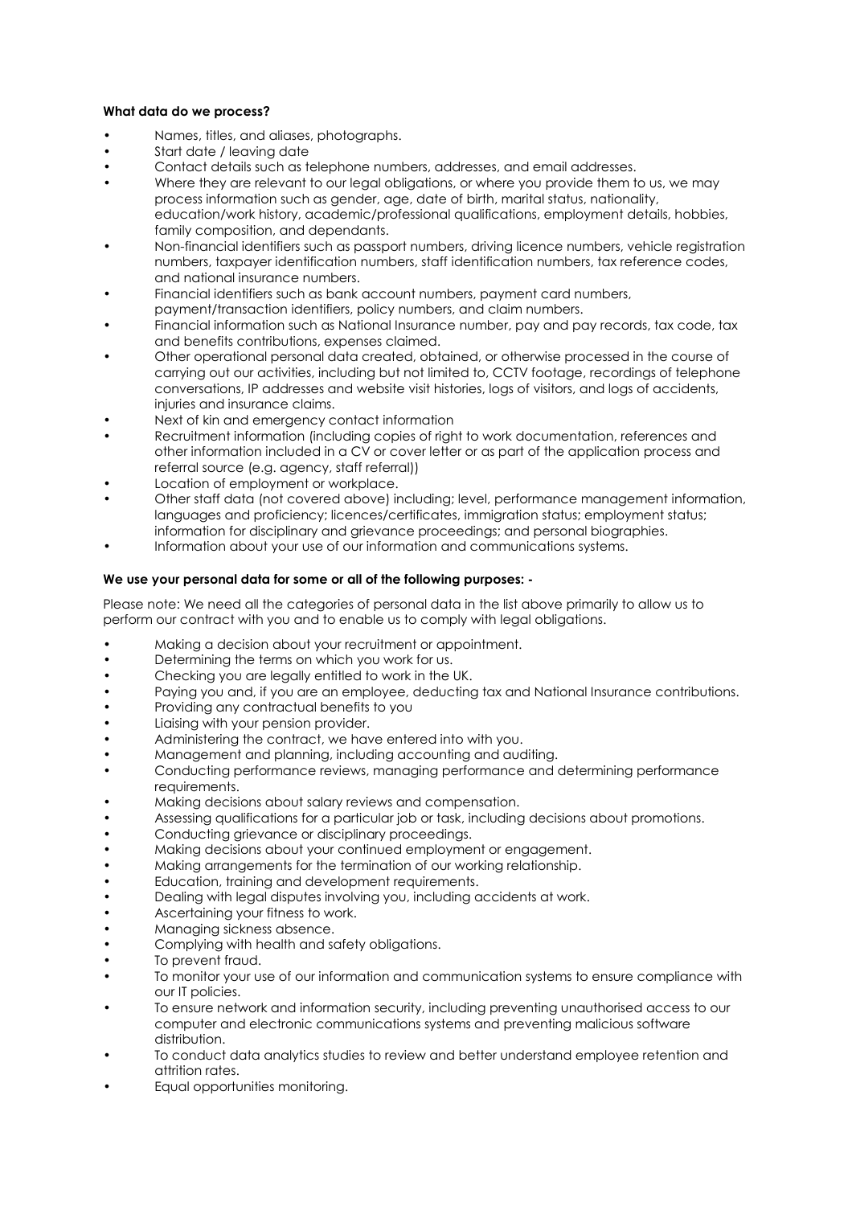**What data do we process?**

- Names, titles, and aliases, photographs.
- Start date / leaving date
- Contact details such as telephone numbers, addresses, and email addresses.
- Where they are relevant to our legal obligations, or where you provide them to us, we may process information such as gender, age, date of birth, marital status, nationality, education/work history, academic/professional qualifications, employment details, hobbies, family composition, and dependants.
- Non-financial identifiers such as passport numbers, driving licence numbers, vehicle registration numbers, taxpayer identification numbers, staff identification numbers, tax reference codes, and national insurance numbers.
- Financial identifiers such as bank account numbers, payment card numbers, payment/transaction identifiers, policy numbers, and claim numbers.
- Financial information such as National Insurance number, pay and pay records, tax code, tax and benefits contributions, expenses claimed.
- Other operational personal data created, obtained, or otherwise processed in the course of carrying out our activities, including but not limited to, CCTV footage, recordings of telephone conversations, IP addresses and website visit histories, logs of visitors, and logs of accidents, injuries and insurance claims.
- Next of kin and emergency contact information
- Recruitment information (including copies of right to work documentation, references and other information included in a CV or cover letter or as part of the application process and referral source (e.g. agency, staff referral))
- Location of employment or workplace.
- Other staff data (not covered above) including; level, performance management information, languages and proficiency; licences/certificates, immigration status; employment status; information for disciplinary and grievance proceedings; and personal biographies.
- Information about your use of our information and communications systems.

**We use your personal data for some or all of the following purposes: -**

Please note: We need all the categories of personal data in the list above primarily to allow us to perform our contract with you and to enable us to comply with legal obligations.

- Making a decision about your recruitment or appointment.
- Determining the terms on which you work for us.
- Checking you are legally entitled to work in the UK.
- Paying you and, if you are an employee, deducting tax and National Insurance contributions.
- Providing any contractual benefits to you
- Liaising with your pension provider.
- Administering the contract, we have entered into with you.
- Management and planning, including accounting and auditing.
- Conducting performance reviews, managing performance and determining performance requirements.
- Making decisions about salary reviews and compensation.
- Assessing qualifications for a particular job or task, including decisions about promotions.
- Conducting grievance or disciplinary proceedings.
- Making decisions about your continued employment or engagement.
- Making arrangements for the termination of our working relationship.
- Education, training and development requirements.
- Dealing with legal disputes involving you, including accidents at work.
- Ascertaining your fitness to work.
- Managing sickness absence.
- Complying with health and safety obligations.
- To prevent fraud.
- To monitor your use of our information and communication systems to ensure compliance with our IT policies.
- To ensure network and information security, including preventing unauthorised access to our computer and electronic communications systems and preventing malicious software distribution.
- To conduct data analytics studies to review and better understand employee retention and attrition rates.
- Equal opportunities monitoring.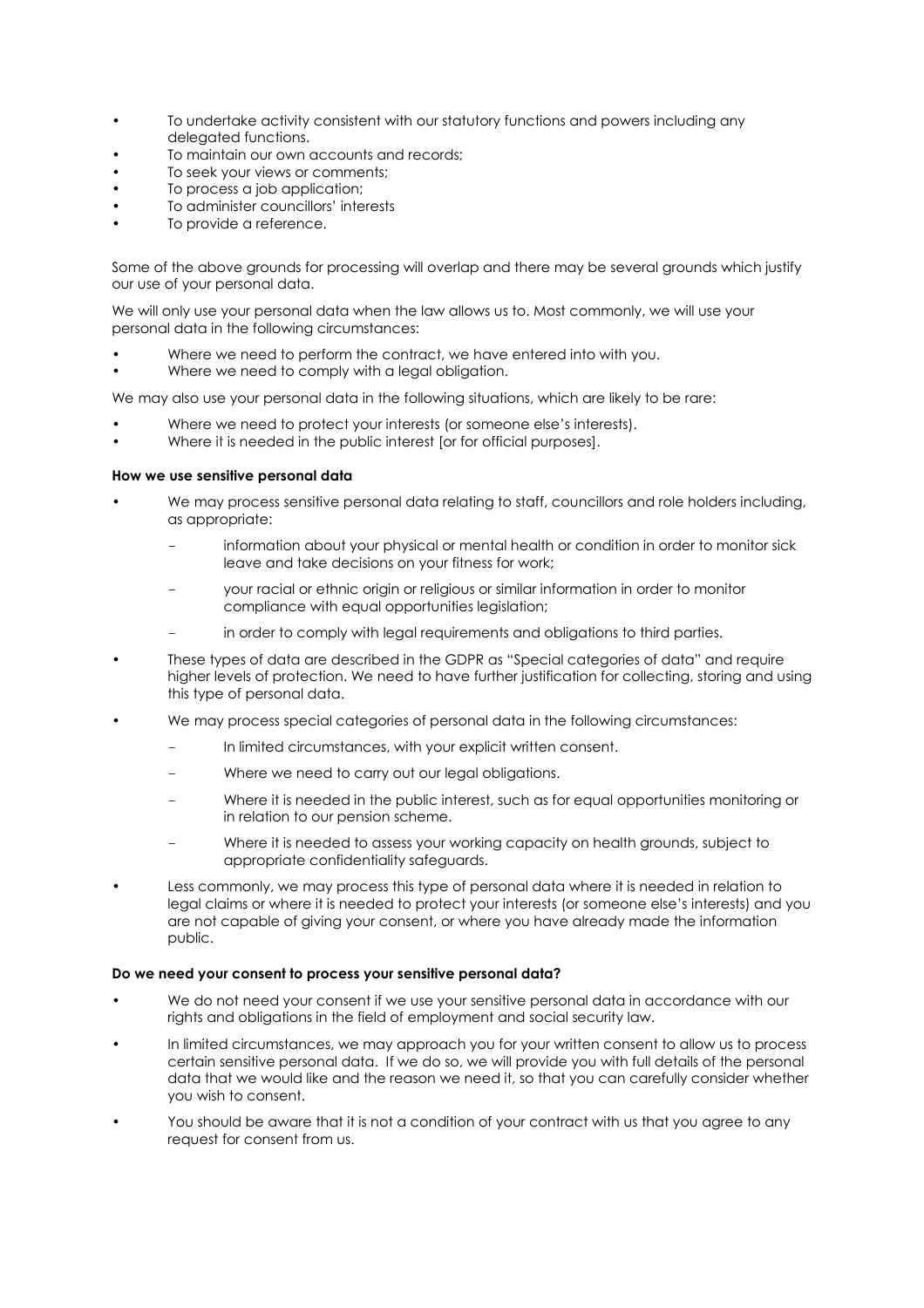- To undertake activity consistent with our statutory functions and powers including any delegated functions.
- To maintain our own accounts and records;
- To seek your views or comments;
- To process a job application;
- To administer councillors' interests
- To provide a reference.

Some of the above grounds for processing will overlap and there may be several grounds which justify our use of your personal data.

We will only use your personal data when the law allows us to. Most commonly, we will use your personal data in the following circumstances:

- Where we need to perform the contract, we have entered into with you.
- Where we need to comply with a legal obligation.

We may also use your personal data in the following situations, which are likely to be rare:

- Where we need to protect your interests (or someone else's interests).
- Where it is needed in the public interest [or for official purposes].

**How we use sensitive personal data**

- We may process sensitive personal data relating to staff, councillors and role holders including, as appropriate:
  - information about your physical or mental health or condition in order to monitor sick leave and take decisions on your fitness for work;
  - your racial or ethnic origin or religious or similar information in order to monitor compliance with equal opportunities legislation;
  - in order to comply with legal requirements and obligations to third parties.
- These types of data are described in the GDPR as "Special categories of data" and require higher levels of protection. We need to have further justification for collecting, storing and using this type of personal data.
- We may process special categories of personal data in the following circumstances:
  - In limited circumstances, with your explicit written consent.
  - Where we need to carry out our legal obligations.
  - Where it is needed in the public interest, such as for equal opportunities monitoring or in relation to our pension scheme.
  - Where it is needed to assess your working capacity on health grounds, subject to appropriate confidentiality safeguards.
- Less commonly, we may process this type of personal data where it is needed in relation to legal claims or where it is needed to protect your interests (or someone else's interests) and you are not capable of giving your consent, or where you have already made the information public.

**Do we need your consent to process your sensitive personal data?**

- We do not need your consent if we use your sensitive personal data in accordance with our rights and obligations in the field of employment and social security law.
- In limited circumstances, we may approach you for your written consent to allow us to process certain sensitive personal data. If we do so, we will provide you with full details of the personal data that we would like and the reason we need it, so that you can carefully consider whether you wish to consent.
- You should be aware that it is not a condition of your contract with us that you agree to any request for consent from us.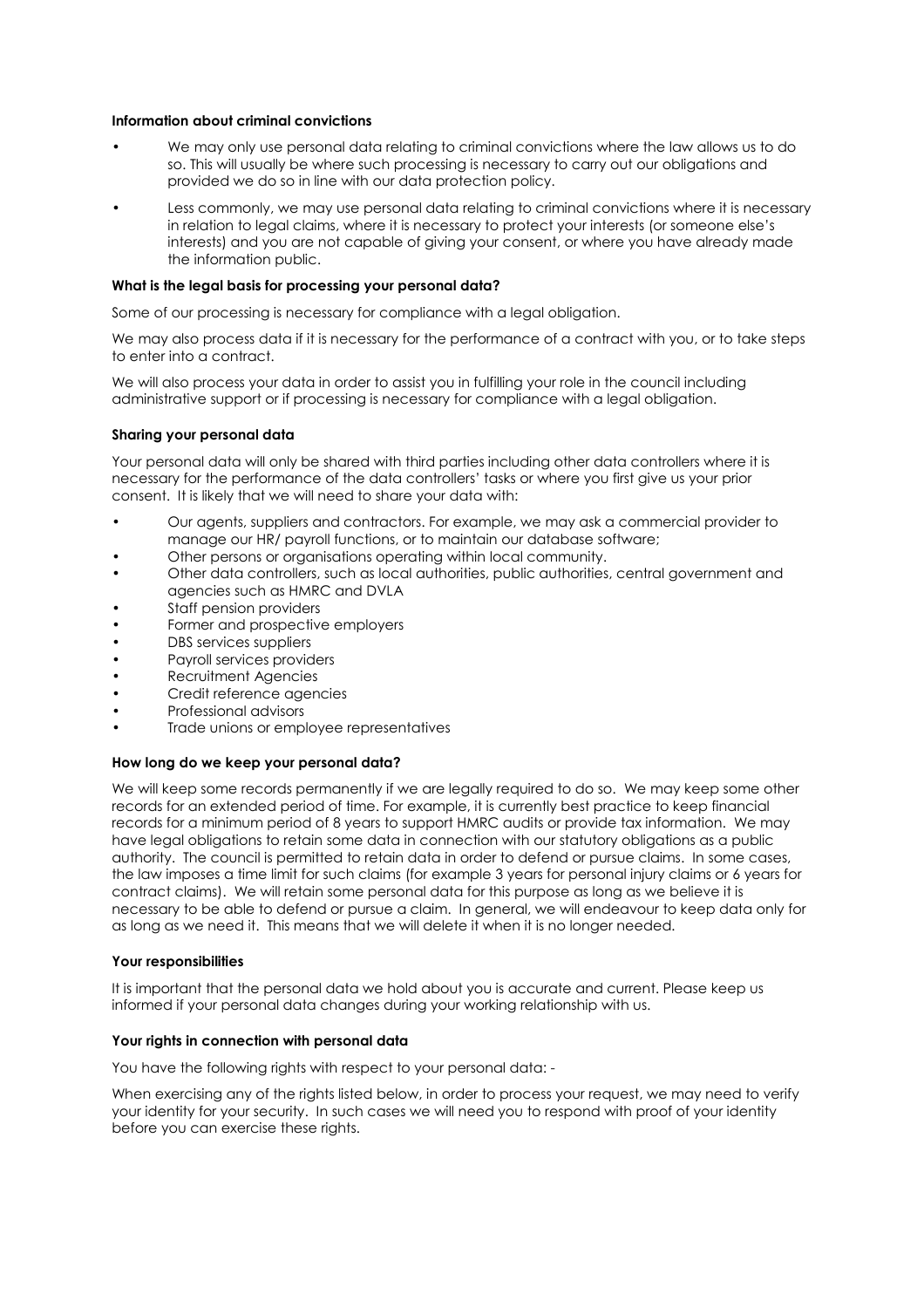**Information about criminal convictions**

- We may only use personal data relating to criminal convictions where the law allows us to do so. This will usually be where such processing is necessary to carry out our obligations and provided we do so in line with our data protection policy.
- Less commonly, we may use personal data relating to criminal convictions where it is necessary in relation to legal claims, where it is necessary to protect your interests (or someone else's interests) and you are not capable of giving your consent, or where you have already made the information public.

**What is the legal basis for processing your personal data?**

Some of our processing is necessary for compliance with a legal obligation.

We may also process data if it is necessary for the performance of a contract with you, or to take steps to enter into a contract.

We will also process your data in order to assist you in fulfilling your role in the council including administrative support or if processing is necessary for compliance with a legal obligation.

**Sharing your personal data**

Your personal data will only be shared with third parties including other data controllers where it is necessary for the performance of the data controllers' tasks or where you first give us your prior consent. It is likely that we will need to share your data with:

- Our agents, suppliers and contractors. For example, we may ask a commercial provider to manage our HR/ payroll functions, or to maintain our database software;
- Other persons or organisations operating within local community.
- Other data controllers, such as local authorities, public authorities, central government and agencies such as HMRC and DVLA
- Staff pension providers
- Former and prospective employers
- DBS services suppliers
- Payroll services providers
- Recruitment Agencies
- Credit reference agencies
- Professional advisors
- Trade unions or employee representatives

**How long do we keep your personal data?**

We will keep some records permanently if we are legally required to do so. We may keep some other records for an extended period of time. For example, it is currently best practice to keep financial records for a minimum period of 8 years to support HMRC audits or provide tax information. We may have legal obligations to retain some data in connection with our statutory obligations as a public authority. The council is permitted to retain data in order to defend or pursue claims. In some cases, the law imposes a time limit for such claims (for example 3 years for personal injury claims or 6 years for contract claims). We will retain some personal data for this purpose as long as we believe it is necessary to be able to defend or pursue a claim. In general, we will endeavour to keep data only for as long as we need it. This means that we will delete it when it is no longer needed.

**Your responsibilities**

It is important that the personal data we hold about you is accurate and current. Please keep us informed if your personal data changes during your working relationship with us.

**Your rights in connection with personal data**

You have the following rights with respect to your personal data: -

When exercising any of the rights listed below, in order to process your request, we may need to verify your identity for your security. In such cases we will need you to respond with proof of your identity before you can exercise these rights.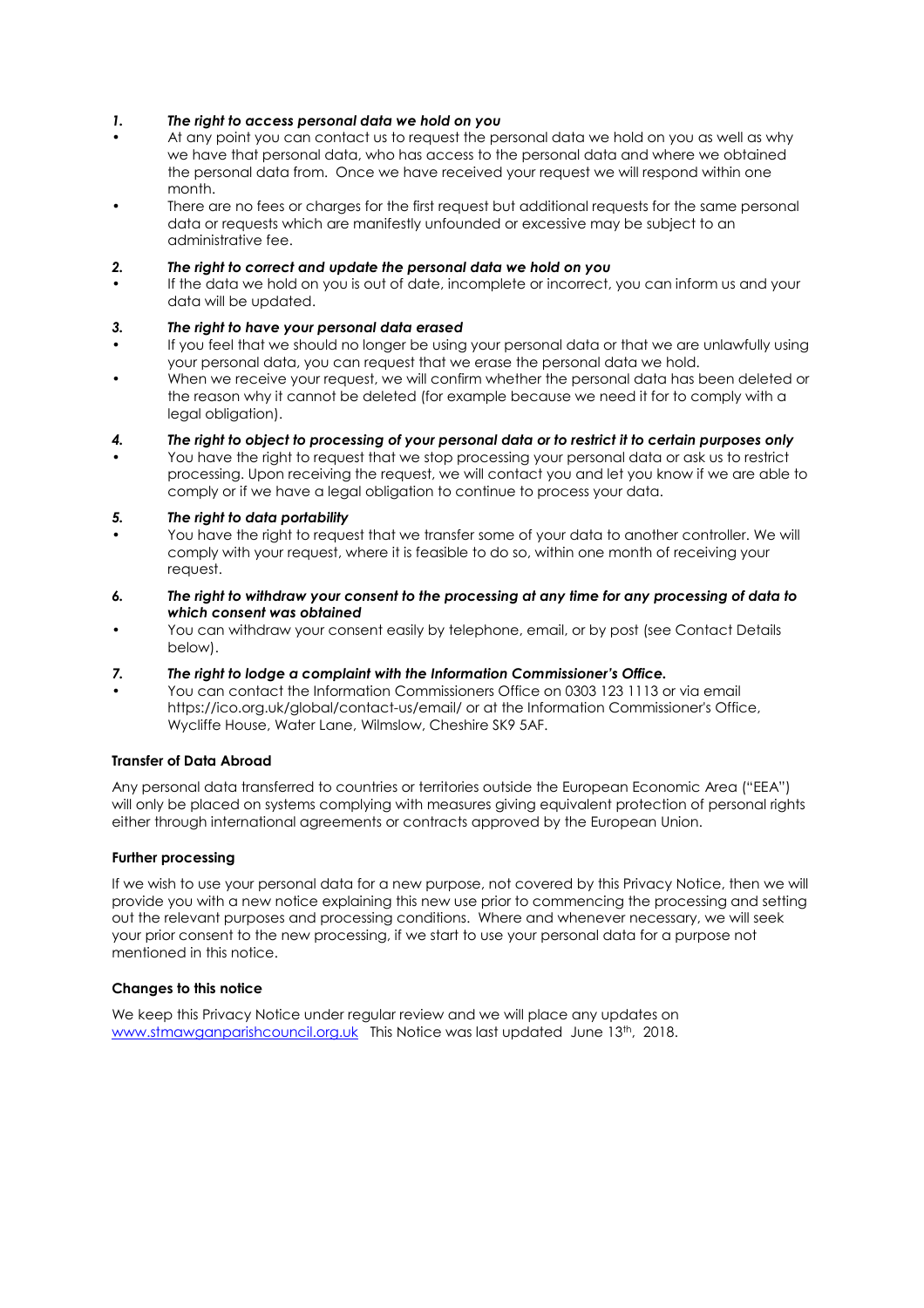1. ***The right to access personal data we hold on you***

- At any point you can contact us to request the personal data we hold on you as well as why we have that personal data, who has access to the personal data and where we obtained the personal data from. Once we have received your request we will respond within one month.
- There are no fees or charges for the first request but additional requests for the same personal data or requests which are manifestly unfounded or excessive may be subject to an administrative fee.

2. ***The right to correct and update the personal data we hold on you***

- If the data we hold on you is out of date, incomplete or incorrect, you can inform us and your data will be updated.

3. ***The right to have your personal data erased***

- If you feel that we should no longer be using your personal data or that we are unlawfully using your personal data, you can request that we erase the personal data we hold.
- When we receive your request, we will confirm whether the personal data has been deleted or the reason why it cannot be deleted (for example because we need it for to comply with a legal obligation).

4. ***The right to object to processing of your personal data or to restrict it to certain purposes only***

- You have the right to request that we stop processing your personal data or ask us to restrict processing. Upon receiving the request, we will contact you and let you know if we are able to comply or if we have a legal obligation to continue to process your data.

5. ***The right to data portability***

- You have the right to request that we transfer some of your data to another controller. We will comply with your request, where it is feasible to do so, within one month of receiving your request.

6. ***The right to withdraw your consent to the processing at any time for any processing of data to which consent was obtained***

- You can withdraw your consent easily by telephone, email, or by post (see Contact Details below).

7. ***The right to lodge a complaint with the Information Commissioner's Office.***

- You can contact the Information Commissioners Office on 0303 123 1113 or via email https://ico.org.uk/global/contact-us/email/ or at the Information Commissioner's Office, Wycliffe House, Water Lane, Wilmslow, Cheshire SK9 5AF.

**Transfer of Data Abroad**

Any personal data transferred to countries or territories outside the European Economic Area ("EEA") will only be placed on systems complying with measures giving equivalent protection of personal rights either through international agreements or contracts approved by the European Union.

**Further processing**

If we wish to use your personal data for a new purpose, not covered by this Privacy Notice, then we will provide you with a new notice explaining this new use prior to commencing the processing and setting out the relevant purposes and processing conditions. Where and whenever necessary, we will seek your prior consent to the new processing, if we start to use your personal data for a purpose not mentioned in this notice.

**Changes to this notice**

We keep this Privacy Notice under regular review and we will place any updates on www.stmawganparishcouncil.org.uk This Notice was last updated June 13th, 2018.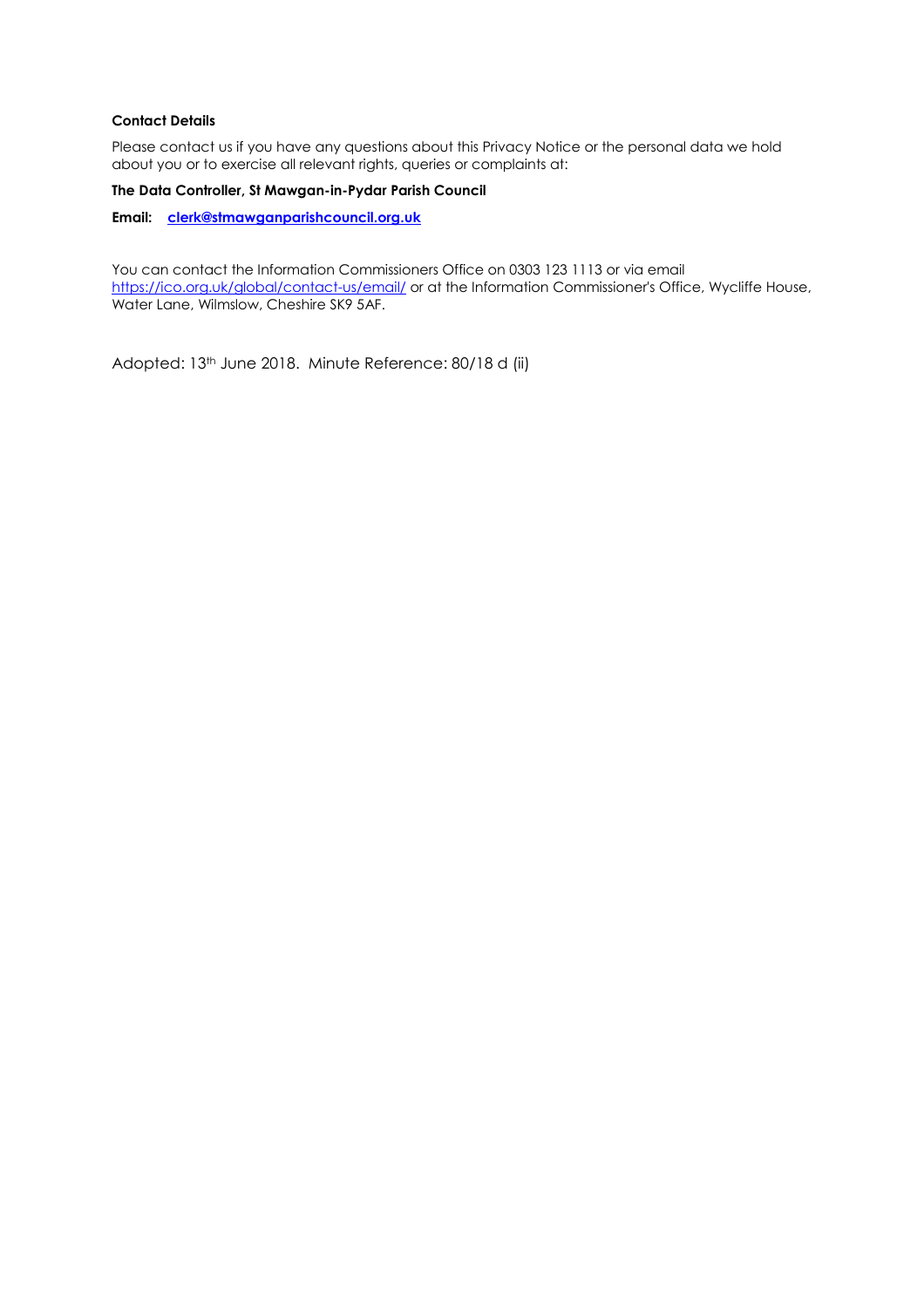**Contact Details**

Please contact us if you have any questions about this Privacy Notice or the personal data we hold about you or to exercise all relevant rights, queries or complaints at:

**The Data Controller, St Mawgan-in-Pydar Parish Council**

**Email:** **clerk@stmawganparishcouncil.org.uk**

You can contact the Information Commissioners Office on 0303 123 1113 or via email https://ico.org.uk/global/contact-us/email/ or at the Information Commissioner's Office, Wycliffe House, Water Lane, Wilmslow, Cheshire SK9 5AF.

Adopted: 13th June 2018. Minute Reference: 80/18 d (ii)